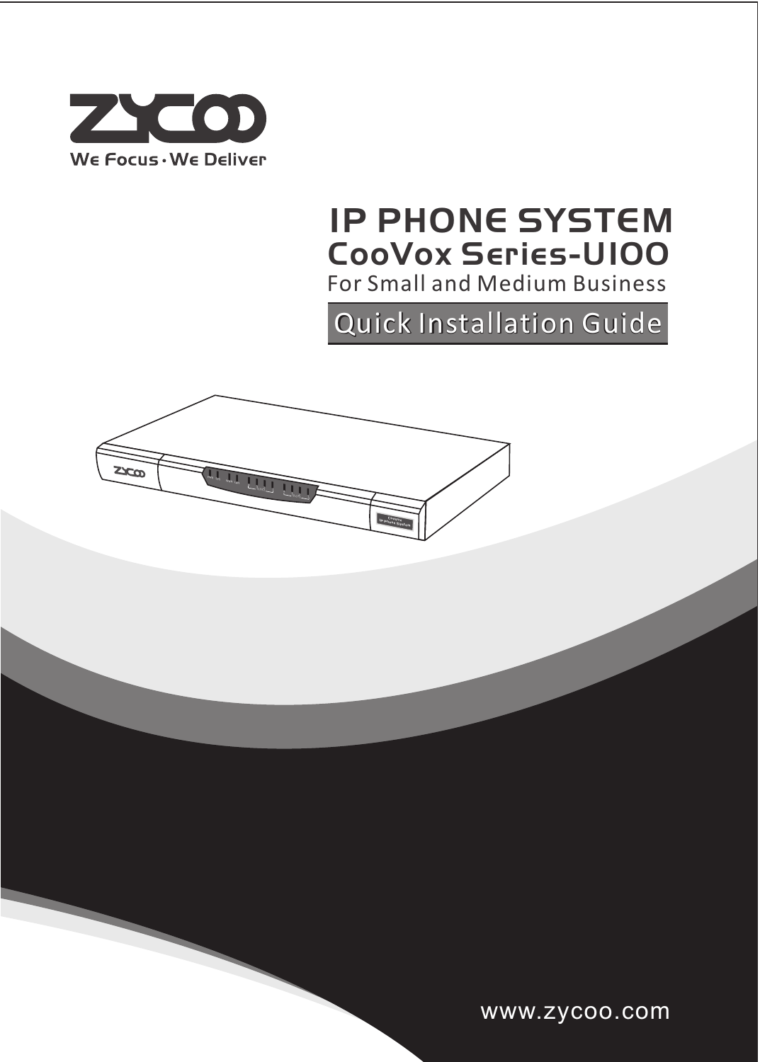ZYCOO

We Focus · We Deliver

# IP PHONE SYSTEM

## CooVox Series-U100

For Small and Medium Business

## Quick Installation Guide

www.zycoo.com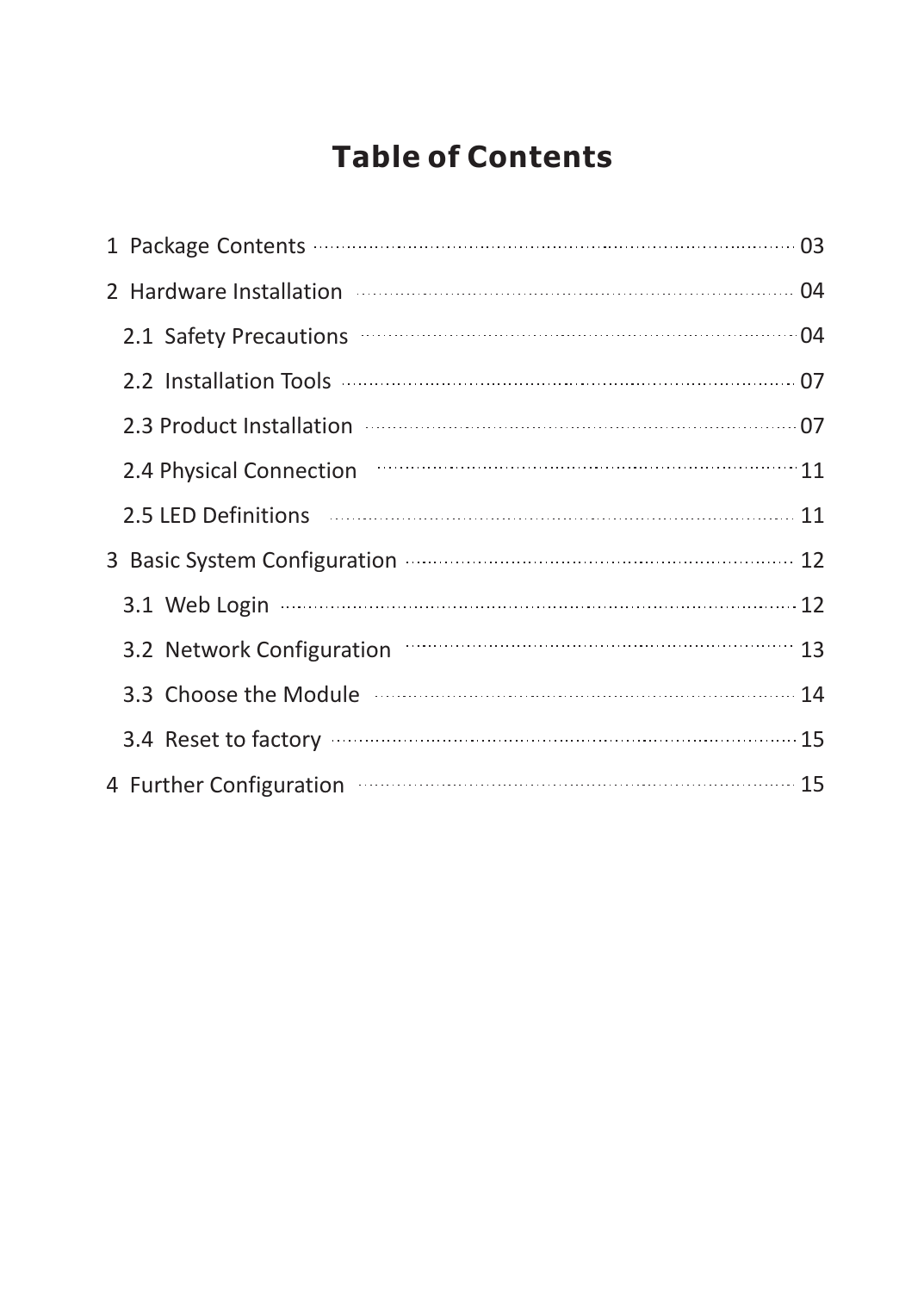# Table of Contents

1 Package Contents ........................................ 03

2 Hardware Installation ........................................ 04

  2.1 Safety Precautions ........................................ 04

  2.2 Installation Tools ........................................ 07

  2.3 Product Installation ........................................ 07

  2.4 Physical Connection ........................................ 11

  2.5 LED Definitions ........................................ 11

3 Basic System Configuration ........................................ 12

  3.1 Web Login ........................................ 12

  3.2 Network Configuration ........................................ 13

  3.3 Choose the Module ........................................ 14

  3.4 Reset to factory ........................................ 15

4 Further Configuration ........................................ 15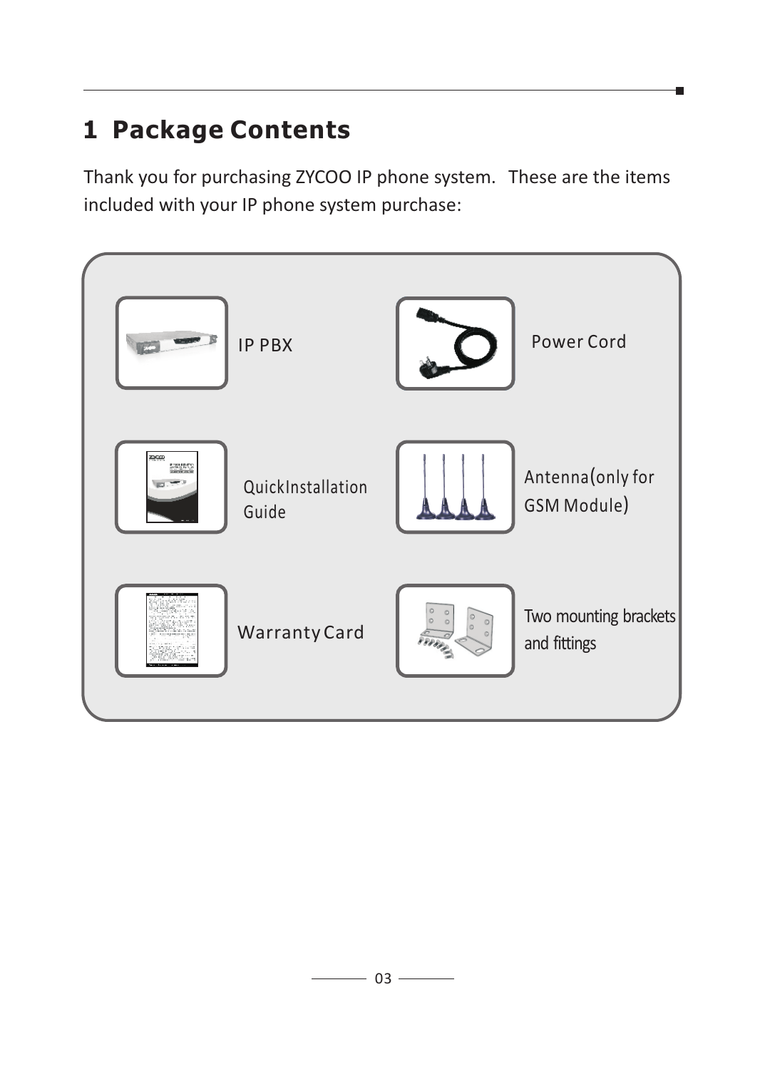# 1 Package Contents

Thank you for purchasing ZYCOO IP phone system. These are the items included with your IP phone system purchase:

- IP PBX
- Power Cord
- QuickInstallation Guide
- Antenna(only for GSM Module)
- Warranty Card
- Two mounting brackets and fittings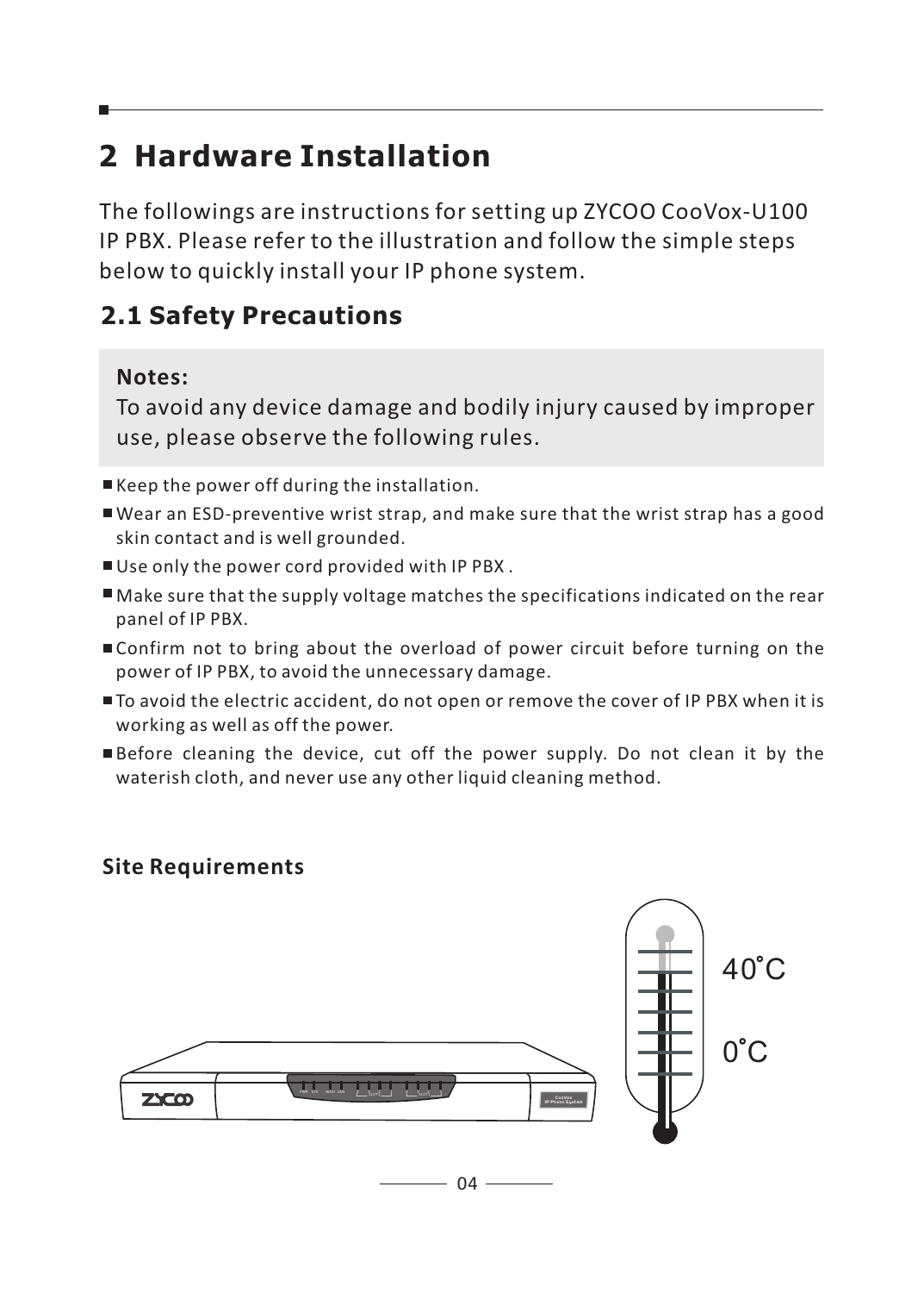# 2 Hardware Installation

The followings are instructions for setting up ZYCOO CooVox-U100 IP PBX. Please refer to the illustration and follow the simple steps below to quickly install your IP phone system.

## 2.1 Safety Precautions

**Notes:**
To avoid any device damage and bodily injury caused by improper use, please observe the following rules.

- Keep the power off during the installation.
- Wear an ESD-preventive wrist strap, and make sure that the wrist strap has a good skin contact and is well grounded.
- Use only the power cord provided with IP PBX .
- Make sure that the supply voltage matches the specifications indicated on the rear panel of IP PBX.
- Confirm not to bring about the overload of power circuit before turning on the power of IP PBX, to avoid the unnecessary damage.
- To avoid the electric accident, do not open or remove the cover of IP PBX when it is working as well as off the power.
- Before cleaning the device, cut off the power supply. Do not clean it by the waterish cloth, and never use any other liquid cleaning method.

### Site Requirements

40˚C

0˚C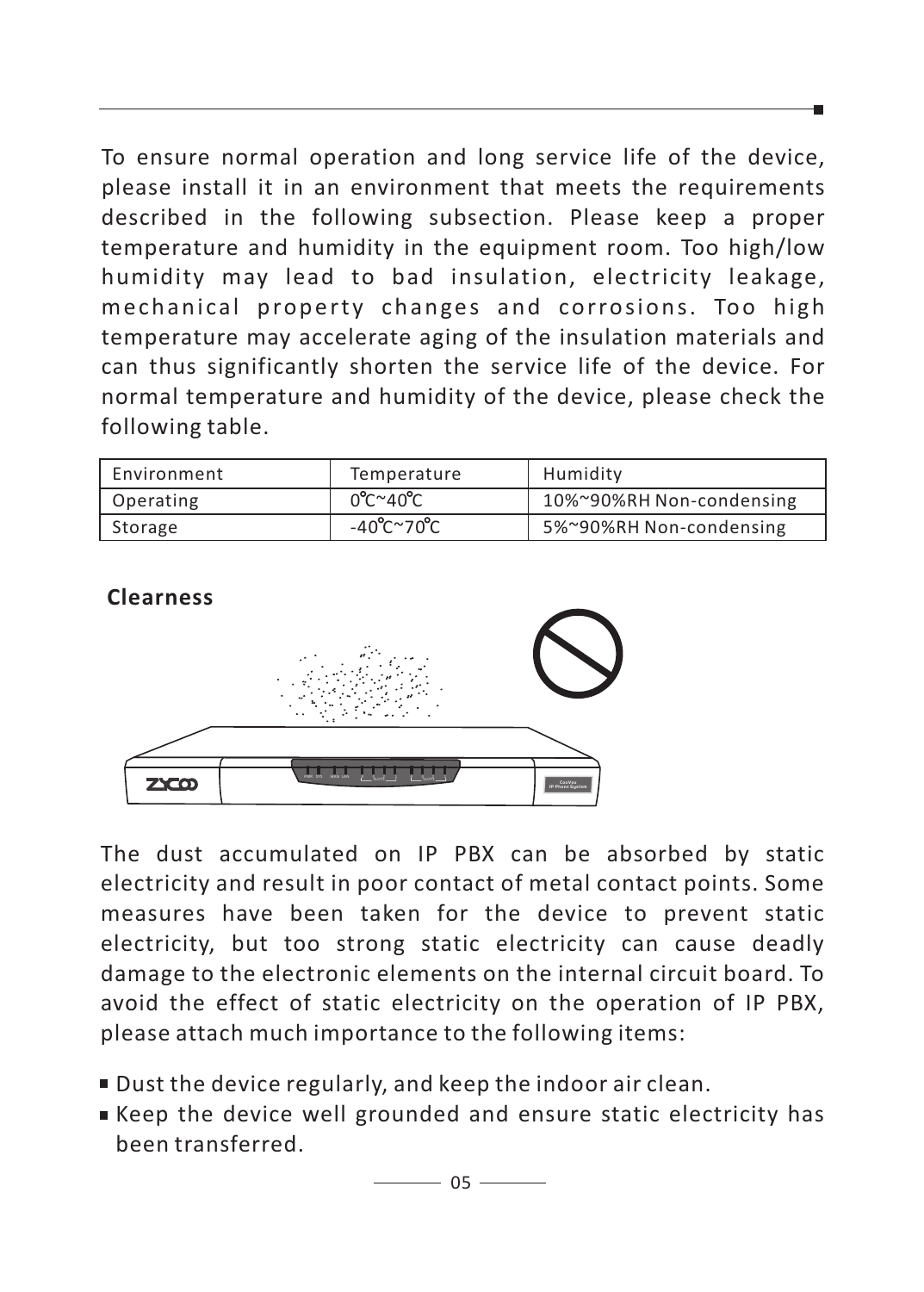To ensure normal operation and long service life of the device, please install it in an environment that meets the requirements described in the following subsection. Please keep a proper temperature and humidity in the equipment room. Too high/low humidity may lead to bad insulation, electricity leakage, mechanical property changes and corrosions. Too high temperature may accelerate aging of the insulation materials and can thus significantly shorten the service life of the device. For normal temperature and humidity of the device, please check the following table.

| Environment | Temperature | Humidity |
| --- | --- | --- |
| Operating | 0℃~40℃ | 10%~90%RH Non-condensing |
| Storage | -40℃~70℃ | 5%~90%RH Non-condensing |

**Clearness**

The dust accumulated on IP PBX can be absorbed by static electricity and result in poor contact of metal contact points. Some measures have been taken for the device to prevent static electricity, but too strong static electricity can cause deadly damage to the electronic elements on the internal circuit board. To avoid the effect of static electricity on the operation of IP PBX, please attach much importance to the following items:

- Dust the device regularly, and keep the indoor air clean.
- Keep the device well grounded and ensure static electricity has been transferred.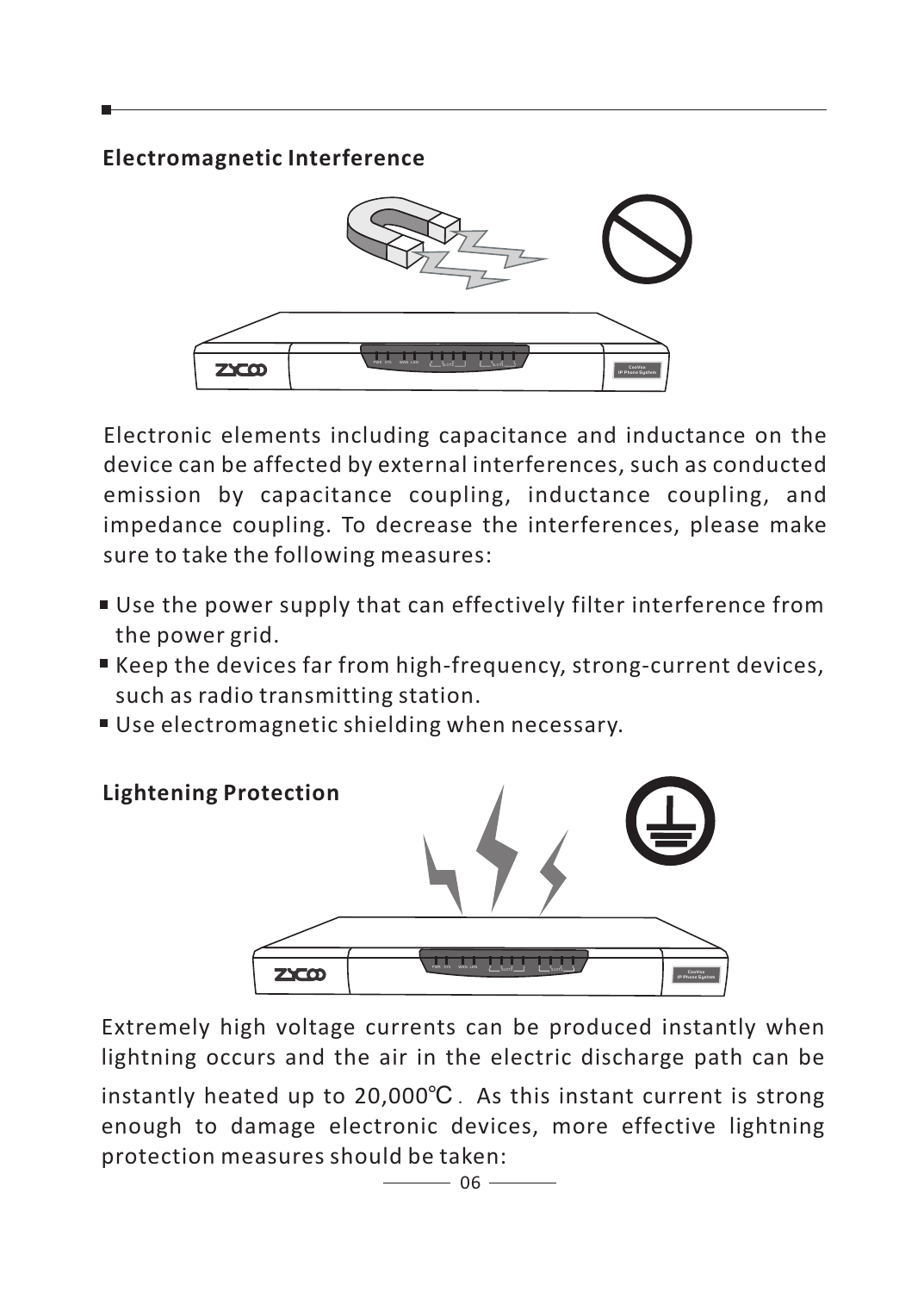## Electromagnetic Interference

Electronic elements including capacitance and inductance on the device can be affected by external interferences, such as conducted emission by capacitance coupling, inductance coupling, and impedance coupling. To decrease the interferences, please make sure to take the following measures:

- Use the power supply that can effectively filter interference from the power grid.
- Keep the devices far from high-frequency, strong-current devices, such as radio transmitting station.
- Use electromagnetic shielding when necessary.

## Lightening Protection

Extremely high voltage currents can be produced instantly when lightning occurs and the air in the electric discharge path can be instantly heated up to 20,000℃. As this instant current is strong enough to damage electronic devices, more effective lightning protection measures should be taken: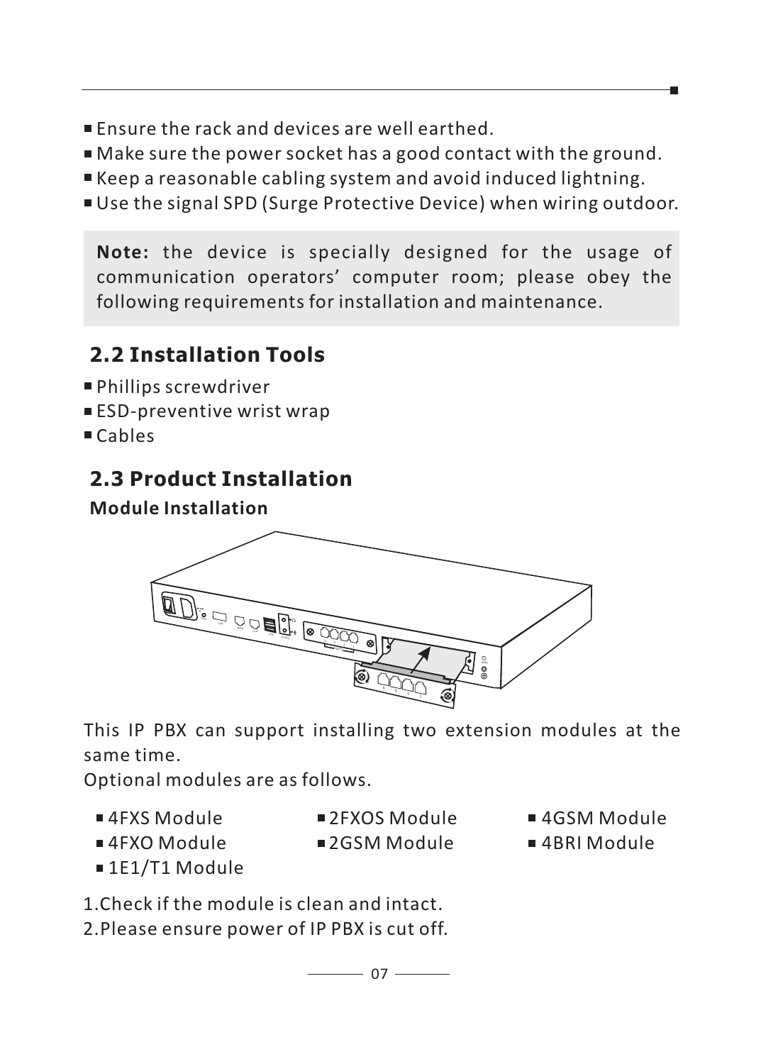- Ensure the rack and devices are well earthed.
- Make sure the power socket has a good contact with the ground.
- Keep a reasonable cabling system and avoid induced lightning.
- Use the signal SPD (Surge Protective Device) when wiring outdoor.

**Note:** the device is specially designed for the usage of communication operators' computer room; please obey the following requirements for installation and maintenance.

## 2.2 Installation Tools

- Phillips screwdriver
- ESD-preventive wrist wrap
- Cables

## 2.3 Product Installation

### Module Installation

This IP PBX can support installing two extension modules at the same time.

Optional modules are as follows.

- 4FXS Module
- 4FXO Module
- 1E1/T1 Module
- 2FXOS Module
- 2GSM Module
- 4GSM Module
- 4BRI Module

1. Check if the module is clean and intact.
2. Please ensure power of IP PBX is cut off.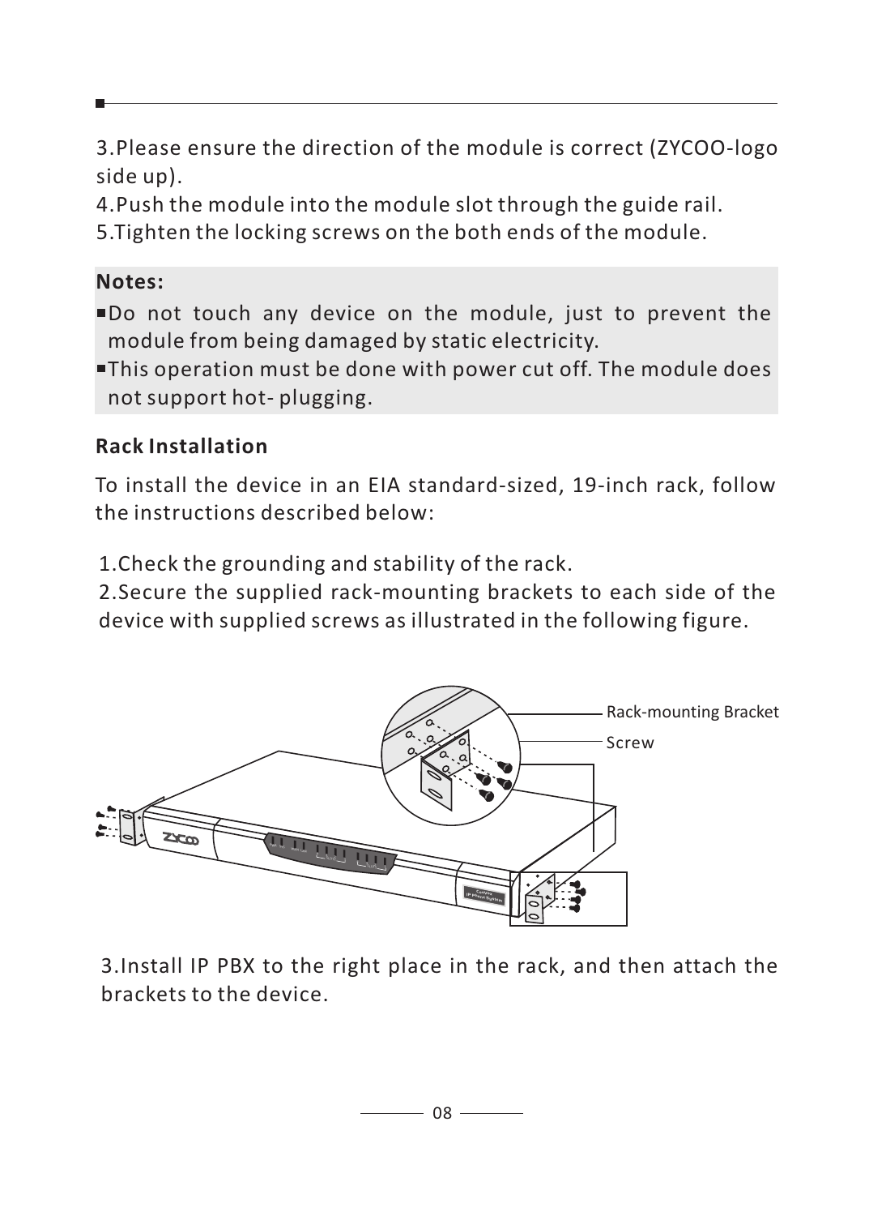3.Please ensure the direction of the module is correct (ZYCOO-logo side up).

4.Push the module into the module slot through the guide rail.

5.Tighten the locking screws on the both ends of the module.

**Notes:**

- Do not touch any device on the module, just to prevent the module from being damaged by static electricity.
- This operation must be done with power cut off. The module does not support hot- plugging.

**Rack Installation**

To install the device in an EIA standard-sized, 19-inch rack, follow the instructions described below:

1.Check the grounding and stability of the rack.

2.Secure the supplied rack-mounting brackets to each side of the device with supplied screws as illustrated in the following figure.

Rack-mounting Bracket

Screw

3.Install IP PBX to the right place in the rack, and then attach the brackets to the device.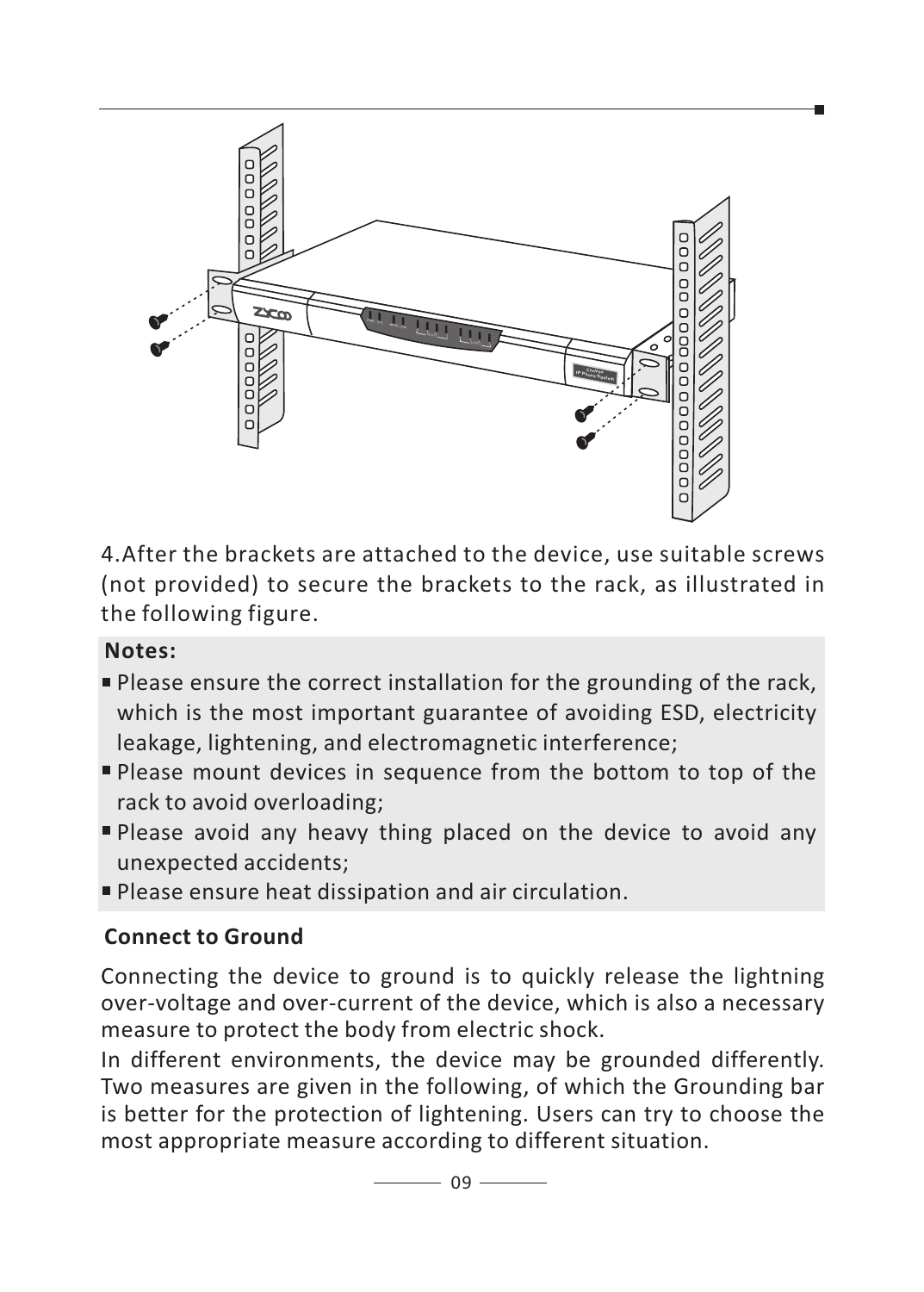4.After the brackets are attached to the device, use suitable screws (not provided) to secure the brackets to the rack, as illustrated in the following figure.

**Notes:**

- Please ensure the correct installation for the grounding of the rack, which is the most important guarantee of avoiding ESD, electricity leakage, lightening, and electromagnetic interference;
- Please mount devices in sequence from the bottom to top of the rack to avoid overloading;
- Please avoid any heavy thing placed on the device to avoid any unexpected accidents;
- Please ensure heat dissipation and air circulation.

**Connect to Ground**

Connecting the device to ground is to quickly release the lightning over-voltage and over-current of the device, which is also a necessary measure to protect the body from electric shock.

In different environments, the device may be grounded differently. Two measures are given in the following, of which the Grounding bar is better for the protection of lightening. Users can try to choose the most appropriate measure according to different situation.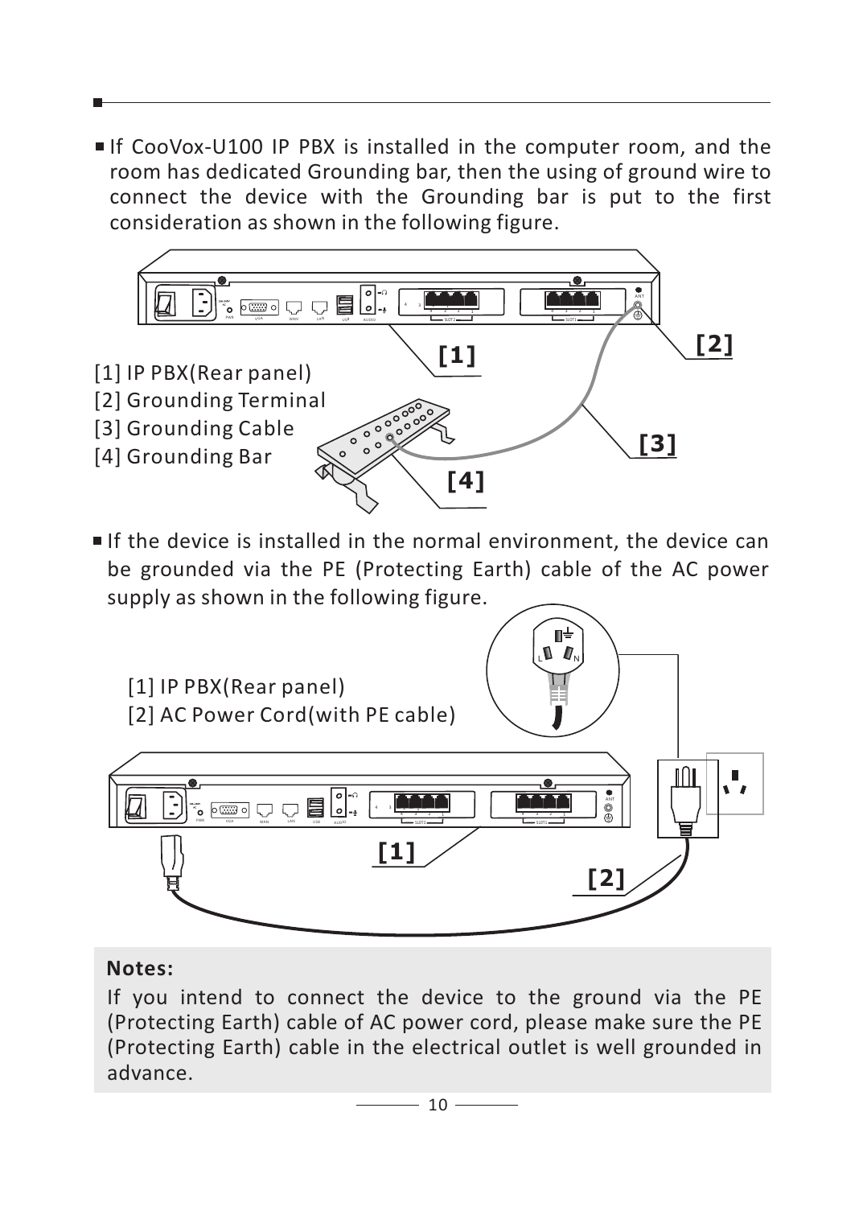- If CooVox-U100 IP PBX is installed in the computer room, and the room has dedicated Grounding bar, then the using of ground wire to connect the device with the Grounding bar is put to the first consideration as shown in the following figure.

[1] IP PBX(Rear panel)
[2] Grounding Terminal
[3] Grounding Cable
[4] Grounding Bar

- If the device is installed in the normal environment, the device can be grounded via the PE (Protecting Earth) cable of the AC power supply as shown in the following figure.

[1] IP PBX(Rear panel)
[2] AC Power Cord(with PE cable)

**Notes:**

If you intend to connect the device to the ground via the PE (Protecting Earth) cable of AC power cord, please make sure the PE (Protecting Earth) cable in the electrical outlet is well grounded in advance.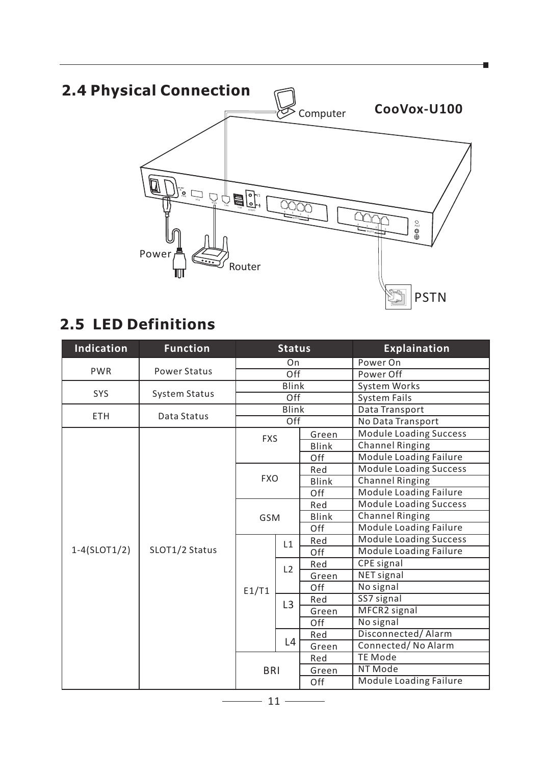## 2.4 Physical Connection

Computer

**CooVox-U100**

Power

Router

PSTN

## 2.5 LED Definitions

| Indication | Function | Status | | | Explaination |
|---|---|---|---|---|---|
| PWR | Power Status | On | | | Power On |
| | | Off | | | Power Off |
| SYS | System Status | Blink | | | System Works |
| | | Off | | | System Fails |
| ETH | Data Status | Blink | | | Data Transport |
| | | Off | | | No Data Transport |
| 1-4(SLOT1/2) | SLOT1/2 Status | FXS | | Green | Module Loading Success |
| | | | | Blink | Channel Ringing |
| | | | | Off | Module Loading Failure |
| | | FXO | | Red | Module Loading Success |
| | | | | Blink | Channel Ringing |
| | | | | Off | Module Loading Failure |
| | | GSM | | Red | Module Loading Success |
| | | | | Blink | Channel Ringing |
| | | | | Off | Module Loading Failure |
| | | E1/T1 | L1 | Red | Module Loading Success |
| | | | | Off | Module Loading Failure |
| | | | L2 | Red | CPE signal |
| | | | | Green | NET signal |
| | | | | Off | No signal |
| | | | L3 | Red | SS7 signal |
| | | | | Green | MFCR2 signal |
| | | | | Off | No signal |
| | | | L4 | Red | Disconnected/ Alarm |
| | | | | Green | Connected/ No Alarm |
| | | BRI | | Red | TE Mode |
| | | | | Green | NT Mode |
| | | | | Off | Module Loading Failure |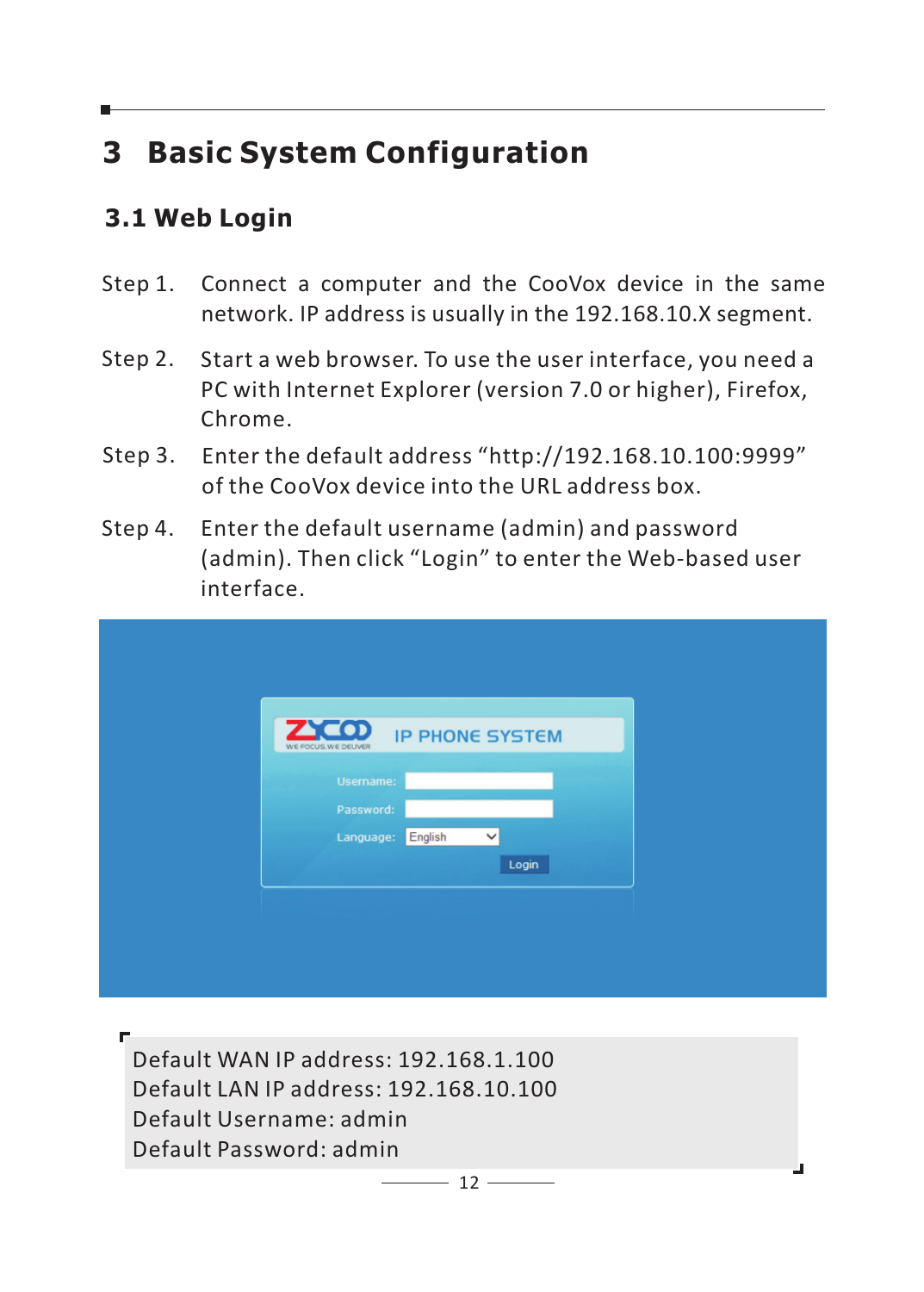# 3 Basic System Configuration

## 3.1 Web Login

Step 1. Connect a computer and the CooVox device in the same network. IP address is usually in the 192.168.10.X segment.

Step 2. Start a web browser. To use the user interface, you need a PC with Internet Explorer (version 7.0 or higher), Firefox, Chrome.

Step 3. Enter the default address "http://192.168.10.100:9999" of the CooVox device into the URL address box.

Step 4. Enter the default username (admin) and password (admin). Then click "Login" to enter the Web-based user interface.

Default WAN IP address: 192.168.1.100
Default LAN IP address: 192.168.10.100
Default Username: admin
Default Password: admin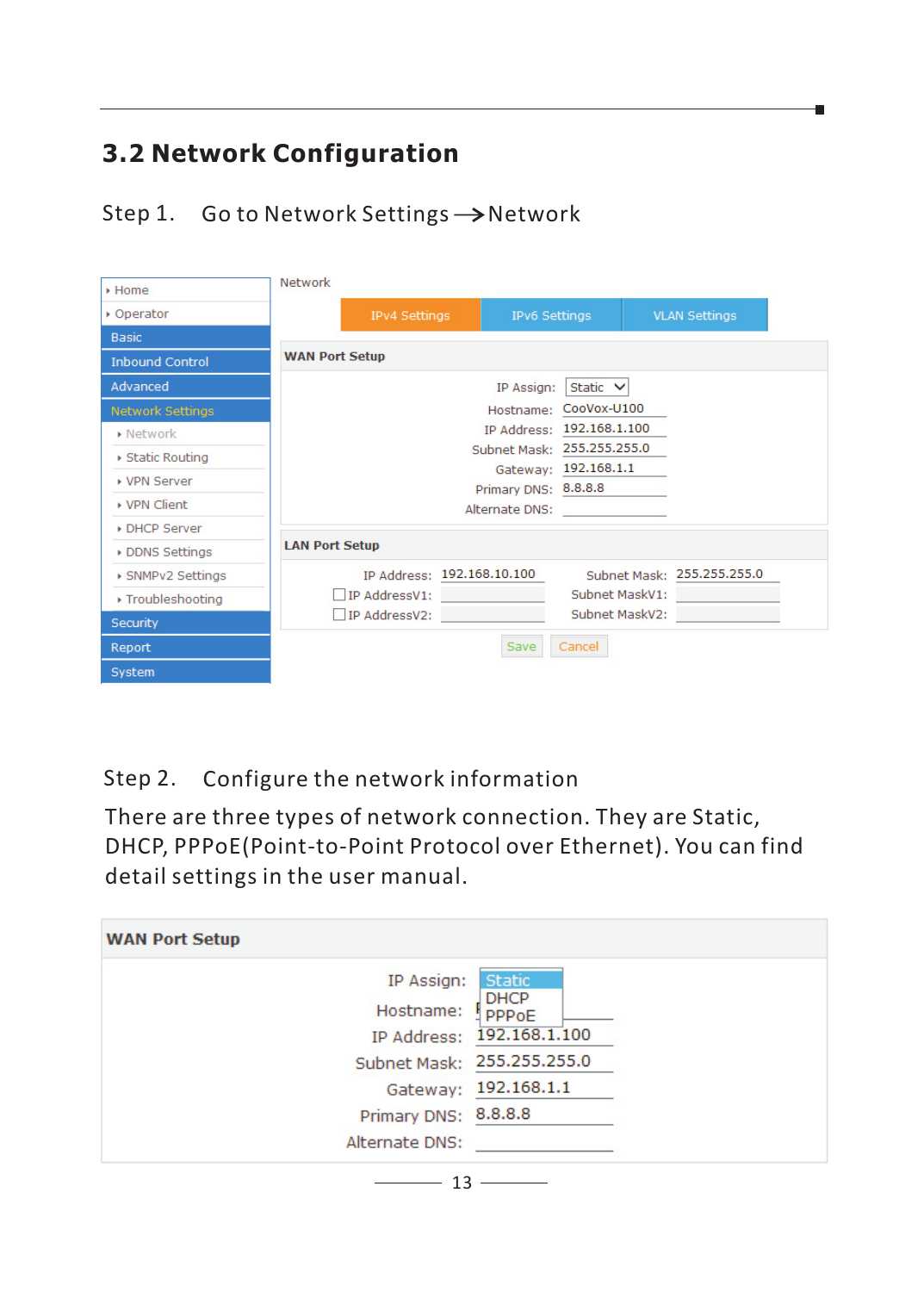## 3.2 Network Configuration

Step 1. Go to Network Settings → Network

Step 2. Configure the network information

There are three types of network connection. They are Static, DHCP, PPPoE(Point-to-Point Protocol over Ethernet). You can find detail settings in the user manual.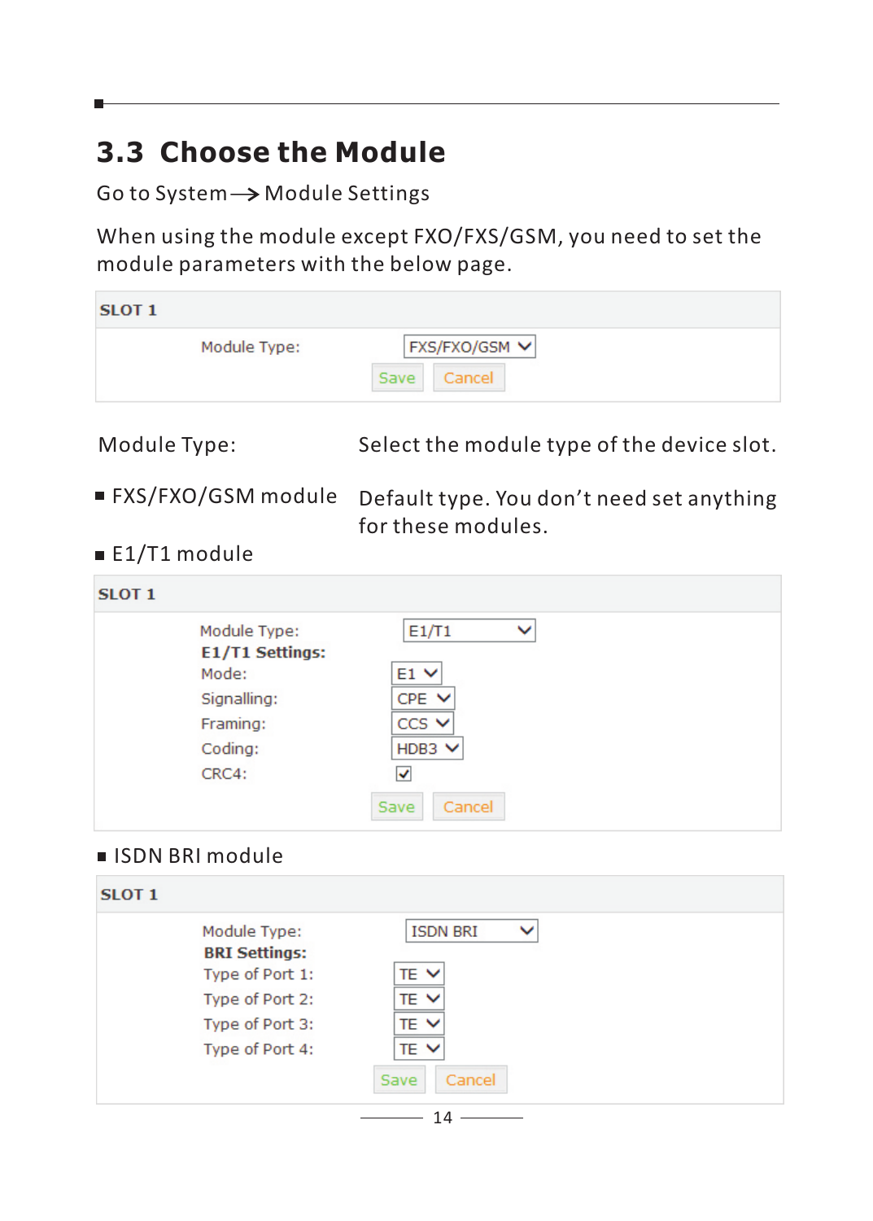## 3.3 Choose the Module

Go to System→Module Settings

When using the module except FXO/FXS/GSM, you need to set the module parameters with the below page.

| SLOT 1 | |
|---|---|
| Module Type: | FXS/FXO/GSM |
| | Save   Cancel |

Module Type: Select the module type of the device slot.

- FXS/FXO/GSM module — Default type. You don’t need set anything for these modules.
- E1/T1 module

| SLOT 1 | |
|---|---|
| Module Type: | E1/T1 |
| **E1/T1 Settings:** | |
| Mode: | E1 |
| Signalling: | CPE |
| Framing: | CCS |
| Coding: | HDB3 |
| CRC4: | ☑ |
| | Save   Cancel |

- ISDN BRI module

| SLOT 1 | |
|---|---|
| Module Type: | ISDN BRI |
| **BRI Settings:** | |
| Type of Port 1: | TE |
| Type of Port 2: | TE |
| Type of Port 3: | TE |
| Type of Port 4: | TE |
| | Save   Cancel |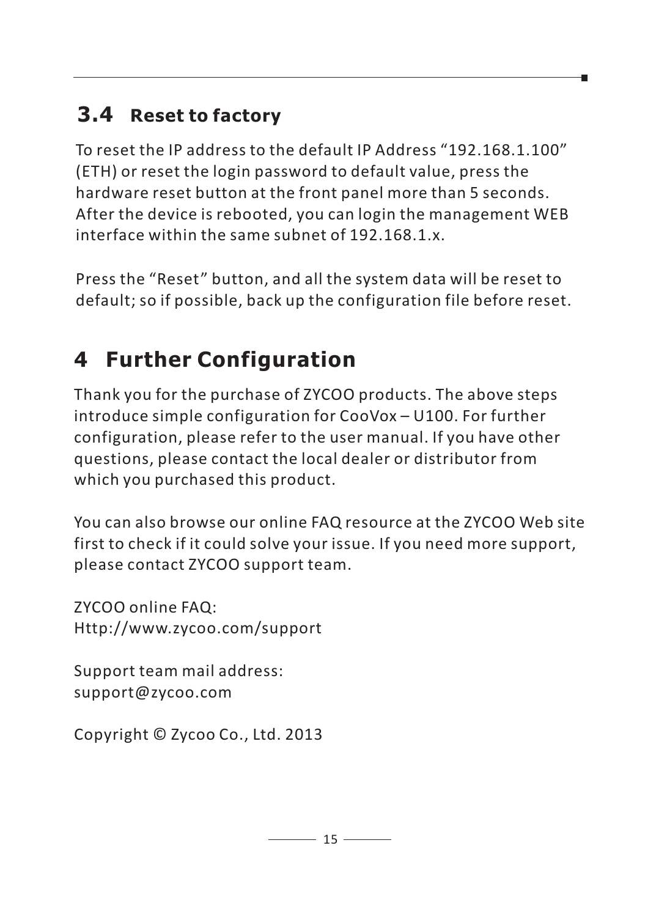## 3.4 Reset to factory

To reset the IP address to the default IP Address "192.168.1.100" (ETH) or reset the login password to default value, press the hardware reset button at the front panel more than 5 seconds. After the device is rebooted, you can login the management WEB interface within the same subnet of 192.168.1.x.

Press the "Reset" button, and all the system data will be reset to default; so if possible, back up the configuration file before reset.

# 4 Further Configuration

Thank you for the purchase of ZYCOO products. The above steps introduce simple configuration for CooVox – U100. For further configuration, please refer to the user manual. If you have other questions, please contact the local dealer or distributor from which you purchased this product.

You can also browse our online FAQ resource at the ZYCOO Web site first to check if it could solve your issue. If you need more support, please contact ZYCOO support team.

ZYCOO online FAQ:
Http://www.zycoo.com/support

Support team mail address:
support@zycoo.com

Copyright © Zycoo Co., Ltd. 2013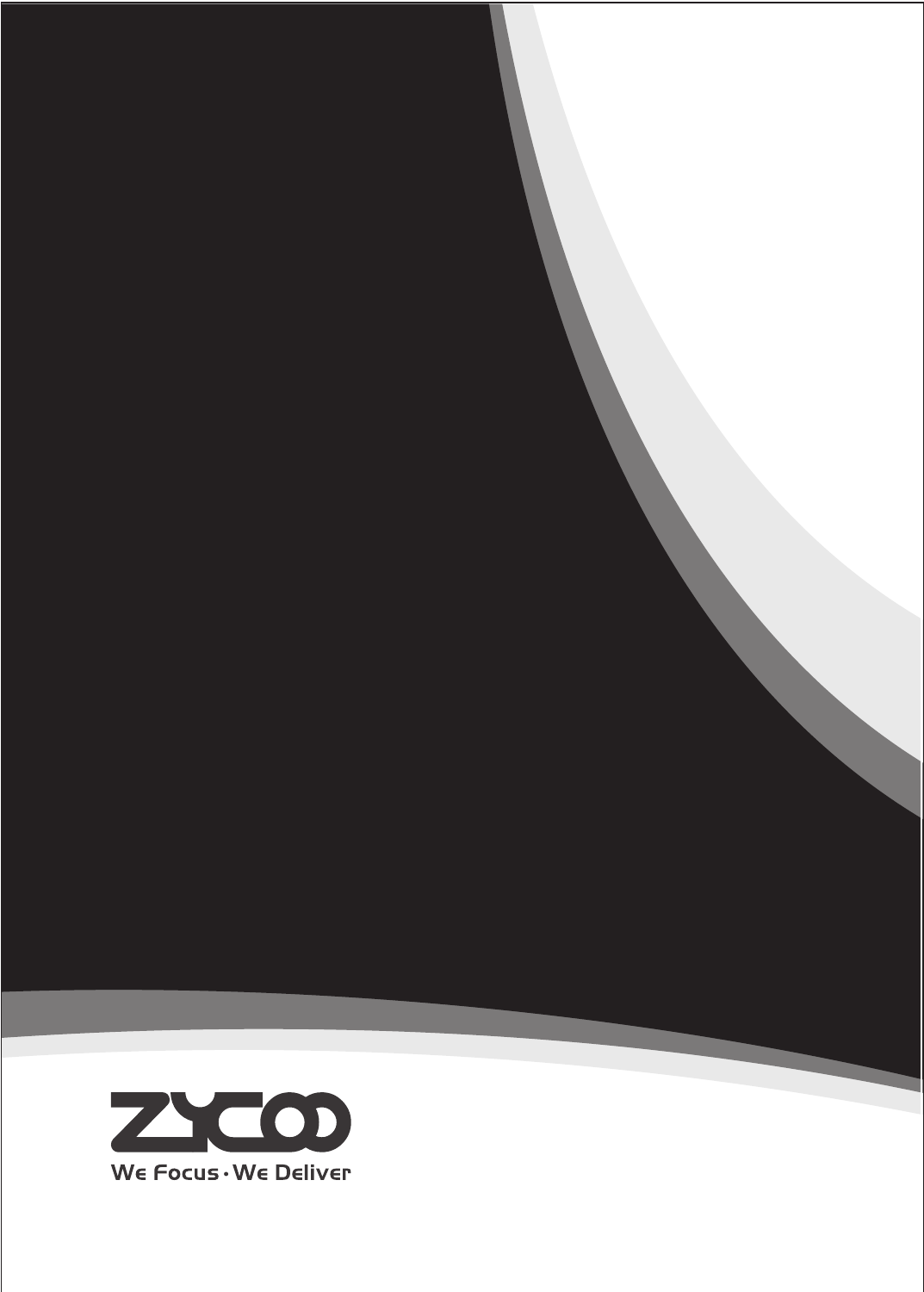ZYCOO

We Focus · We Deliver